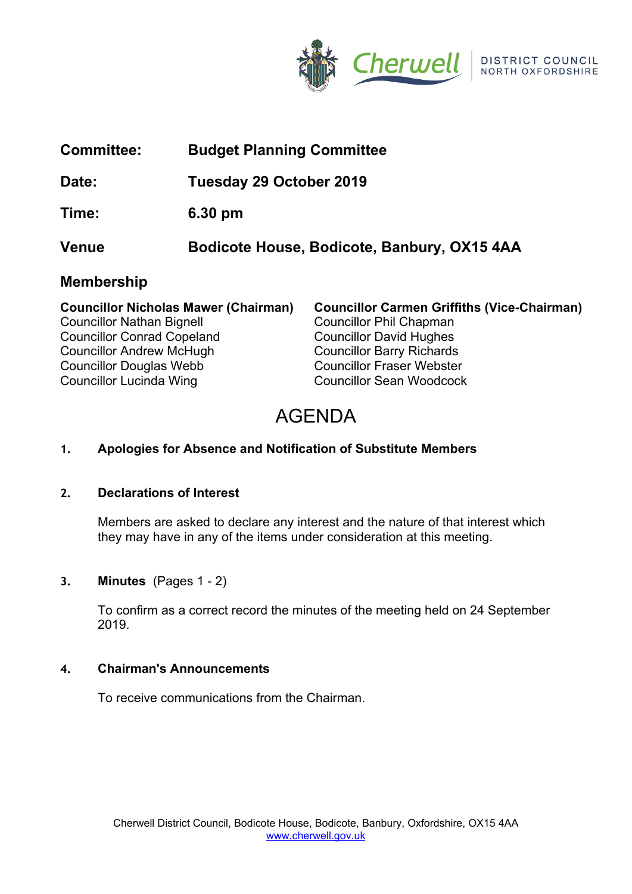| | |
|---|---|
| **Committee:** | **Budget Planning Committee** |
| **Date:** | **Tuesday 29 October 2019** |
| **Time:** | **6.30 pm** |
| **Venue** | **Bodicote House, Bodicote, Banbury, OX15 4AA** |

## Membership

**Councillor Nicholas Mawer (Chairman)**
Councillor Nathan Bignell
Councillor Conrad Copeland
Councillor Andrew McHugh
Councillor Douglas Webb
Councillor Lucinda Wing

**Councillor Carmen Griffiths (Vice-Chairman)**
Councillor Phil Chapman
Councillor David Hughes
Councillor Barry Richards
Councillor Fraser Webster
Councillor Sean Woodcock

# AGENDA

**1. Apologies for Absence and Notification of Substitute Members**

**2. Declarations of Interest**

Members are asked to declare any interest and the nature of that interest which they may have in any of the items under consideration at this meeting.

**3. Minutes** (Pages 1 - 2)

To confirm as a correct record the minutes of the meeting held on 24 September 2019.

**4. Chairman's Announcements**

To receive communications from the Chairman.

Cherwell District Council, Bodicote House, Bodicote, Banbury, Oxfordshire, OX15 4AA
www.cherwell.gov.uk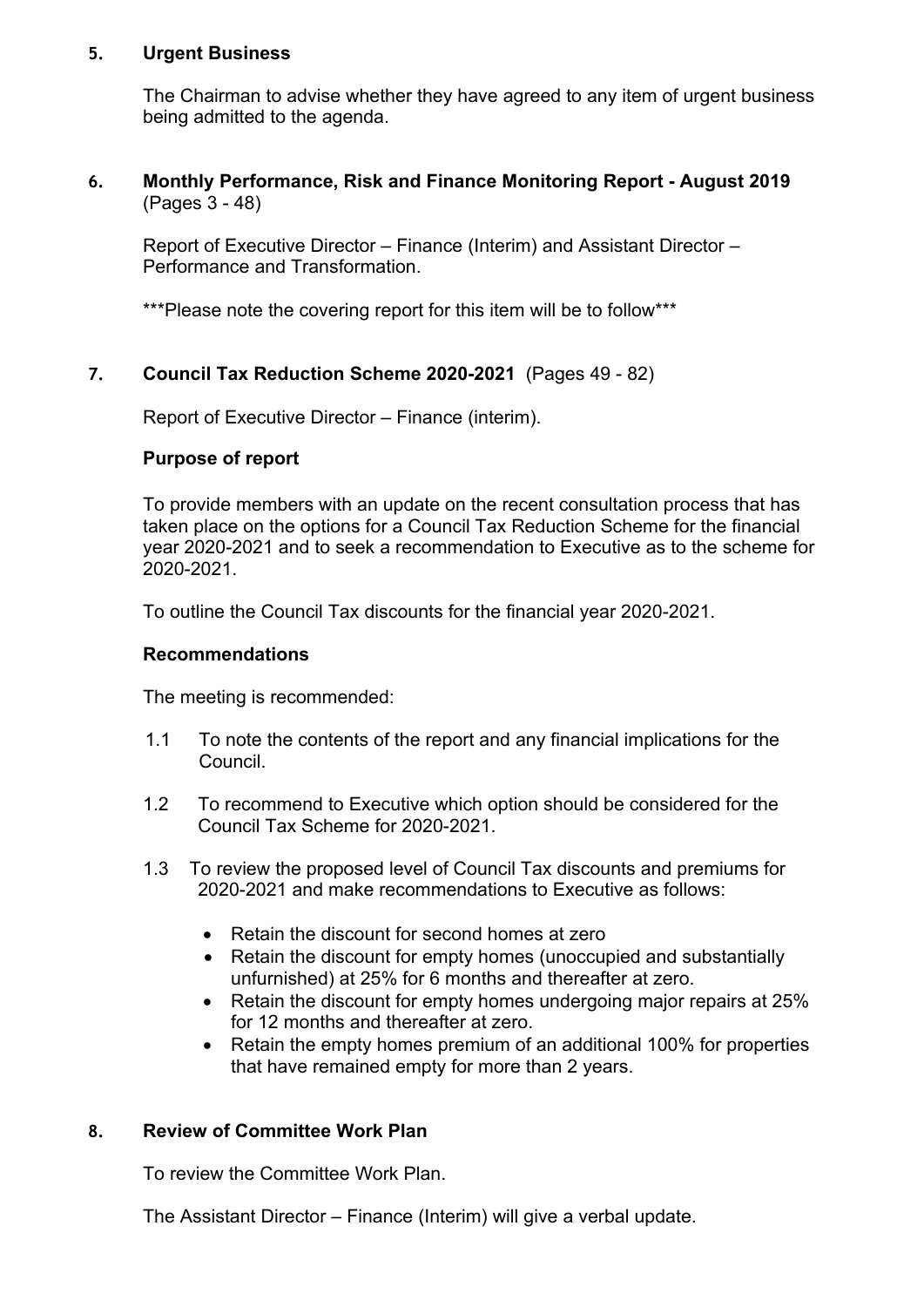## 5. Urgent Business

The Chairman to advise whether they have agreed to any item of urgent business being admitted to the agenda.

## 6. Monthly Performance, Risk and Finance Monitoring Report - August 2019 (Pages 3 - 48)

Report of Executive Director – Finance (Interim) and Assistant Director – Performance and Transformation.

***Please note the covering report for this item will be to follow***

## 7. Council Tax Reduction Scheme 2020-2021 (Pages 49 - 82)

Report of Executive Director – Finance (interim).

**Purpose of report**

To provide members with an update on the recent consultation process that has taken place on the options for a Council Tax Reduction Scheme for the financial year 2020-2021 and to seek a recommendation to Executive as to the scheme for 2020-2021.

To outline the Council Tax discounts for the financial year 2020-2021.

**Recommendations**

The meeting is recommended:

1.1 To note the contents of the report and any financial implications for the Council.

1.2 To recommend to Executive which option should be considered for the Council Tax Scheme for 2020-2021.

1.3 To review the proposed level of Council Tax discounts and premiums for 2020-2021 and make recommendations to Executive as follows:

- Retain the discount for second homes at zero
- Retain the discount for empty homes (unoccupied and substantially unfurnished) at 25% for 6 months and thereafter at zero.
- Retain the discount for empty homes undergoing major repairs at 25% for 12 months and thereafter at zero.
- Retain the empty homes premium of an additional 100% for properties that have remained empty for more than 2 years.

## 8. Review of Committee Work Plan

To review the Committee Work Plan.

The Assistant Director – Finance (Interim) will give a verbal update.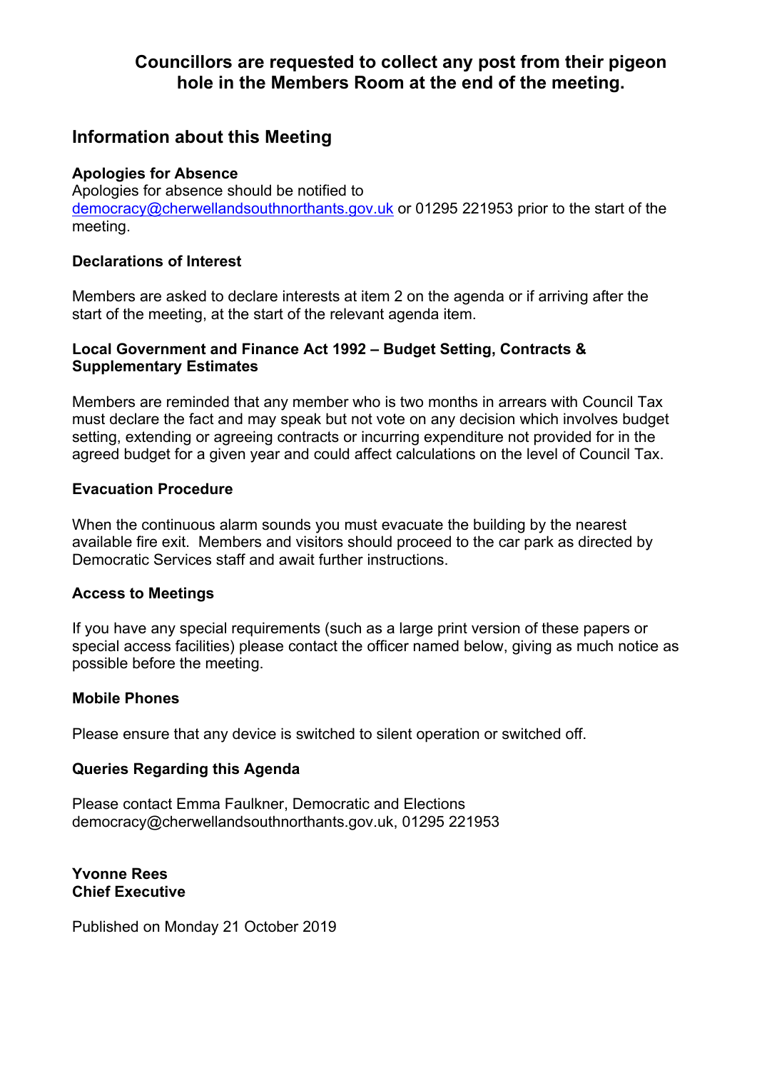**Councillors are requested to collect any post from their pigeon hole in the Members Room at the end of the meeting.**

## Information about this Meeting

**Apologies for Absence**
Apologies for absence should be notified to democracy@cherwellandsouthnorthants.gov.uk or 01295 221953 prior to the start of the meeting.

**Declarations of Interest**

Members are asked to declare interests at item 2 on the agenda or if arriving after the start of the meeting, at the start of the relevant agenda item.

**Local Government and Finance Act 1992 – Budget Setting, Contracts & Supplementary Estimates**

Members are reminded that any member who is two months in arrears with Council Tax must declare the fact and may speak but not vote on any decision which involves budget setting, extending or agreeing contracts or incurring expenditure not provided for in the agreed budget for a given year and could affect calculations on the level of Council Tax.

**Evacuation Procedure**

When the continuous alarm sounds you must evacuate the building by the nearest available fire exit. Members and visitors should proceed to the car park as directed by Democratic Services staff and await further instructions.

**Access to Meetings**

If you have any special requirements (such as a large print version of these papers or special access facilities) please contact the officer named below, giving as much notice as possible before the meeting.

**Mobile Phones**

Please ensure that any device is switched to silent operation or switched off.

**Queries Regarding this Agenda**

Please contact Emma Faulkner, Democratic and Elections
democracy@cherwellandsouthnorthants.gov.uk, 01295 221953

**Yvonne Rees**
**Chief Executive**

Published on Monday 21 October 2019